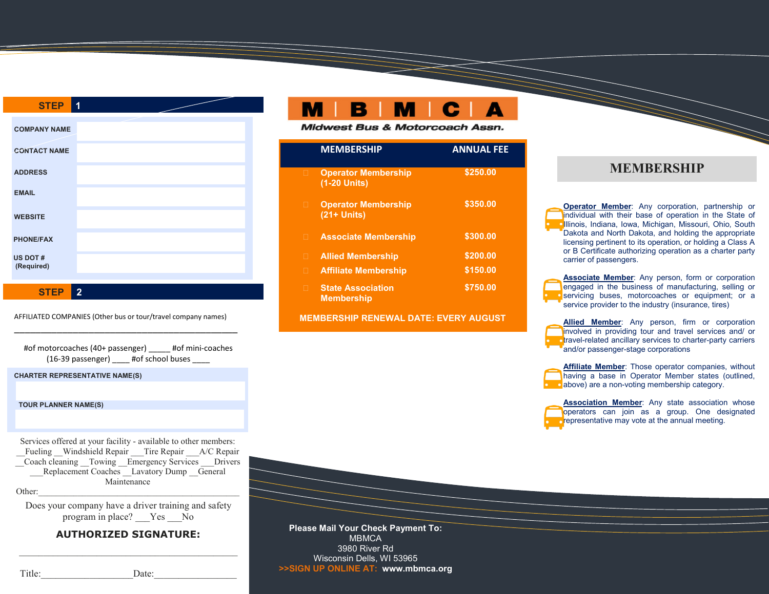## STEP 1

COMPANY NAME

CONTACT NAME

ADDRESS

EMAIL

WEBSITE

PHONE/FAX

US DOT # (Required)

## STEP 2

AFFILIATED COMPANIES (Other bus or tour/travel company names)

_______________________________________________

#of motorcoaches (40+ passenger) _____ #of mini-coaches (16-39 passenger) ____ #of school buses ____

CHARTER REPRESENTATIVE NAME(S)

TOUR PLANNER NAME(S)

Services offered at your facility - available to other members:
__Fueling __Windshield Repair ___Tire Repair ___A/C Repair __Coach cleaning __Towing __Emergency Services ___Drivers ___Replacement Coaches __Lavatory Dump __General Maintenance

Other:_______________________________________

Does your company have a driver training and safety program in place? ___Yes ___No

**AUTHORIZED SIGNATURE:**

_______________________________________________

Title:__________________Date:________________

# M B M C A

**Midwest Bus & Motorcoach Assn.**

| MEMBERSHIP | ANNUAL FEE |
|---|---|
| Operator Membership (1-20 Units) | $250.00 |
| Operator Membership (21+ Units) | $350.00 |
| Associate Membership | $300.00 |
| Allied Membership | $200.00 |
| Affiliate Membership | $150.00 |
| State Association Membership | $750.00 |

**MEMBERSHIP RENEWAL DATE: EVERY AUGUST**

**Please Mail Your Check Payment To:**
MBMCA
3980 River Rd
Wisconsin Dells, WI 53965

**>>SIGN UP ONLINE AT: www.mbmca.org**

## MEMBERSHIP

**Operator Member**: Any corporation, partnership or individual with their base of operation in the State of Illinois, Indiana, Iowa, Michigan, Missouri, Ohio, South Dakota and North Dakota, and holding the appropriate licensing pertinent to its operation, or holding a Class A or B Certificate authorizing operation as a charter party carrier of passengers.

**Associate Member**: Any person, form or corporation engaged in the business of manufacturing, selling or servicing buses, motorcoaches or equipment; or a service provider to the industry (insurance, tires)

**Allied Member**: Any person, firm or corporation involved in providing tour and travel services and/ or travel-related ancillary services to charter-party carriers and/or passenger-stage corporations

**Affiliate Member**: Those operator companies, without having a base in Operator Member states (outlined, above) are a non-voting membership category.

**Association Member**: Any state association whose operators can join as a group. One designated representative may vote at the annual meeting.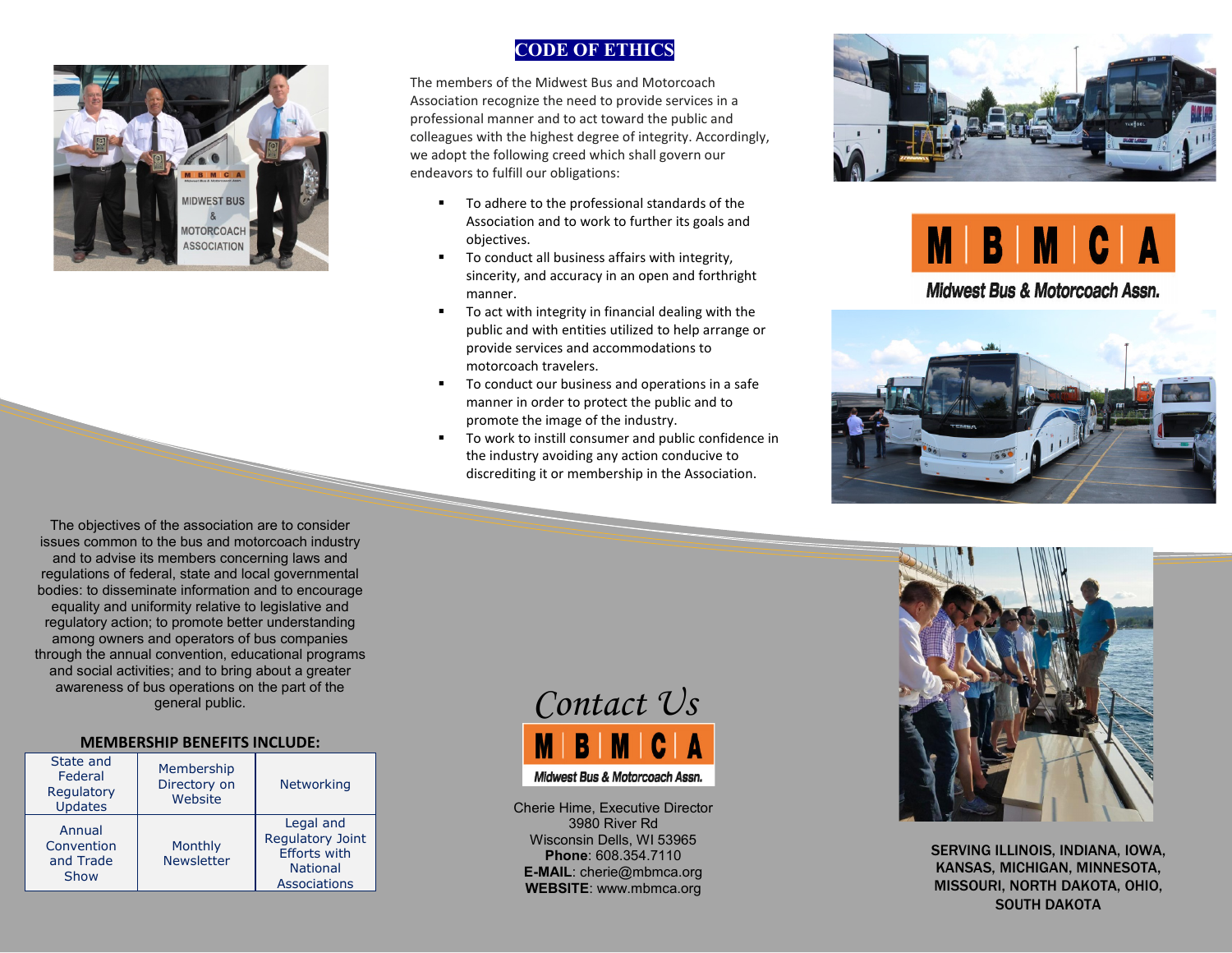## CODE OF ETHICS

The members of the Midwest Bus and Motorcoach Association recognize the need to provide services in a professional manner and to act toward the public and colleagues with the highest degree of integrity. Accordingly, we adopt the following creed which shall govern our endeavors to fulfill our obligations:

- To adhere to the professional standards of the Association and to work to further its goals and objectives.
- To conduct all business affairs with integrity, sincerity, and accuracy in an open and forthright manner.
- To act with integrity in financial dealing with the public and with entities utilized to help arrange or provide services and accommodations to motorcoach travelers.
- To conduct our business and operations in a safe manner in order to protect the public and to promote the image of the industry.
- To work to instill consumer and public confidence in the industry avoiding any action conducive to discrediting it or membership in the Association.

M B M C A

Midwest Bus & Motorcoach Assn.

The objectives of the association are to consider issues common to the bus and motorcoach industry and to advise its members concerning laws and regulations of federal, state and local governmental bodies: to disseminate information and to encourage equality and uniformity relative to legislative and regulatory action; to promote better understanding among owners and operators of bus companies through the annual convention, educational programs and social activities; and to bring about a greater awareness of bus operations on the part of the general public.

**MEMBERSHIP BENEFITS INCLUDE:**

| | | |
|---|---|---|
| State and Federal Regulatory Updates | Membership Directory on Website | Networking |
| Annual Convention and Trade Show | Monthly Newsletter | Legal and Regulatory Joint Efforts with National Associations |

## *Contact Us*

M B M C A

Midwest Bus & Motorcoach Assn.

Cherie Hime, Executive Director
3980 River Rd
Wisconsin Dells, WI 53965
**Phone**: 608.354.7110
**E-MAIL**: cherie@mbmca.org
**WEBSITE**: www.mbmca.org

SERVING ILLINOIS, INDIANA, IOWA, KANSAS, MICHIGAN, MINNESOTA, MISSOURI, NORTH DAKOTA, OHIO, SOUTH DAKOTA